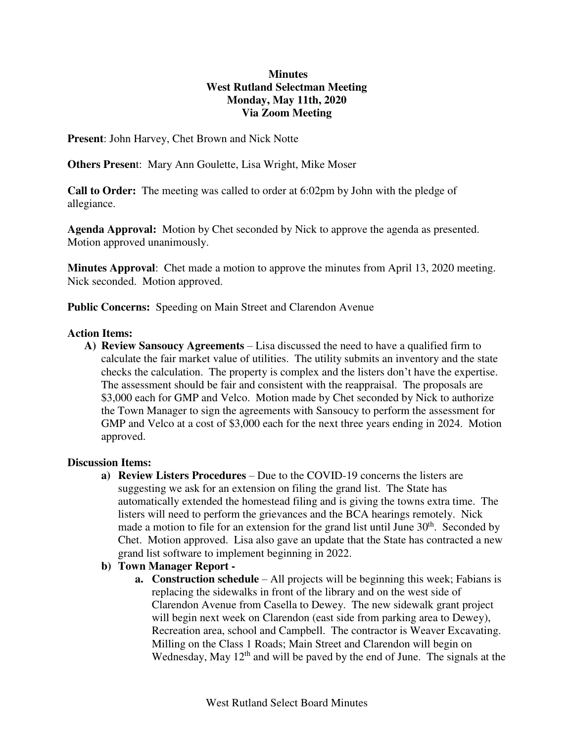**Minutes**
**West Rutland Selectman Meeting**
**Monday, May 11th, 2020**
**Via Zoom Meeting**

**Present**: John Harvey, Chet Brown and Nick Notte

**Others Present**: Mary Ann Goulette, Lisa Wright, Mike Moser

**Call to Order:** The meeting was called to order at 6:02pm by John with the pledge of allegiance.

**Agenda Approval:** Motion by Chet seconded by Nick to approve the agenda as presented. Motion approved unanimously.

**Minutes Approval**: Chet made a motion to approve the minutes from April 13, 2020 meeting. Nick seconded. Motion approved.

**Public Concerns:** Speeding on Main Street and Clarendon Avenue

**Action Items:**

A) **Review Sansoucy Agreements** – Lisa discussed the need to have a qualified firm to calculate the fair market value of utilities. The utility submits an inventory and the state checks the calculation. The property is complex and the listers don't have the expertise. The assessment should be fair and consistent with the reappraisal. The proposals are $3,000 each for GMP and Velco. Motion made by Chet seconded by Nick to authorize the Town Manager to sign the agreements with Sansoucy to perform the assessment for GMP and Velco at a cost of $3,000 each for the next three years ending in 2024. Motion approved.

**Discussion Items:**

a) **Review Listers Procedures** – Due to the COVID-19 concerns the listers are suggesting we ask for an extension on filing the grand list. The State has automatically extended the homestead filing and is giving the towns extra time. The listers will need to perform the grievances and the BCA hearings remotely. Nick made a motion to file for an extension for the grand list until June 30th. Seconded by Chet. Motion approved. Lisa also gave an update that the State has contracted a new grand list software to implement beginning in 2022.

b) **Town Manager Report -**

   a. **Construction schedule** – All projects will be beginning this week; Fabians is replacing the sidewalks in front of the library and on the west side of Clarendon Avenue from Casella to Dewey. The new sidewalk grant project will begin next week on Clarendon (east side from parking area to Dewey), Recreation area, school and Campbell. The contractor is Weaver Excavating. Milling on the Class 1 Roads; Main Street and Clarendon will begin on Wednesday, May 12th and will be paved by the end of June. The signals at the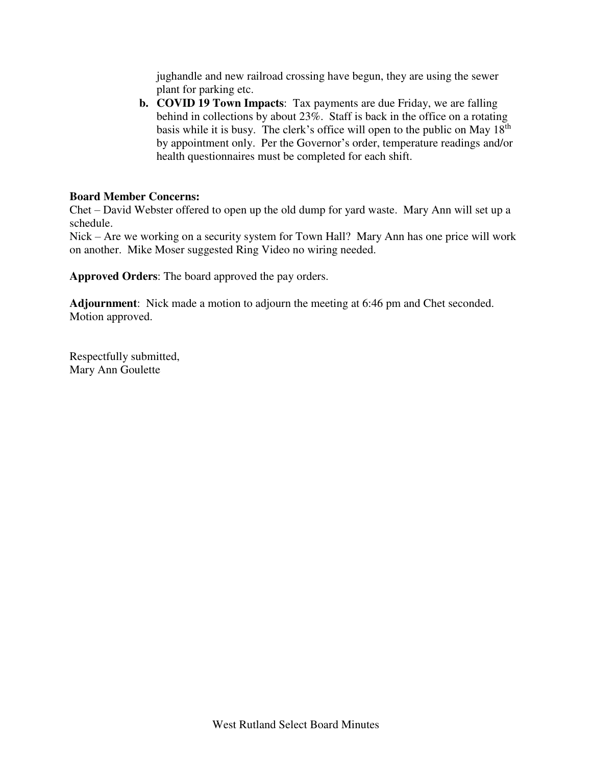jughandle and new railroad crossing have begun, they are using the sewer plant for parking etc.

b. **COVID 19 Town Impacts**: Tax payments are due Friday, we are falling behind in collections by about 23%. Staff is back in the office on a rotating basis while it is busy. The clerk's office will open to the public on May 18th by appointment only. Per the Governor's order, temperature readings and/or health questionnaires must be completed for each shift.

**Board Member Concerns:**

Chet – David Webster offered to open up the old dump for yard waste. Mary Ann will set up a schedule.

Nick – Are we working on a security system for Town Hall? Mary Ann has one price will work on another. Mike Moser suggested Ring Video no wiring needed.

**Approved Orders**: The board approved the pay orders.

**Adjournment**: Nick made a motion to adjourn the meeting at 6:46 pm and Chet seconded. Motion approved.

Respectfully submitted,
Mary Ann Goulette